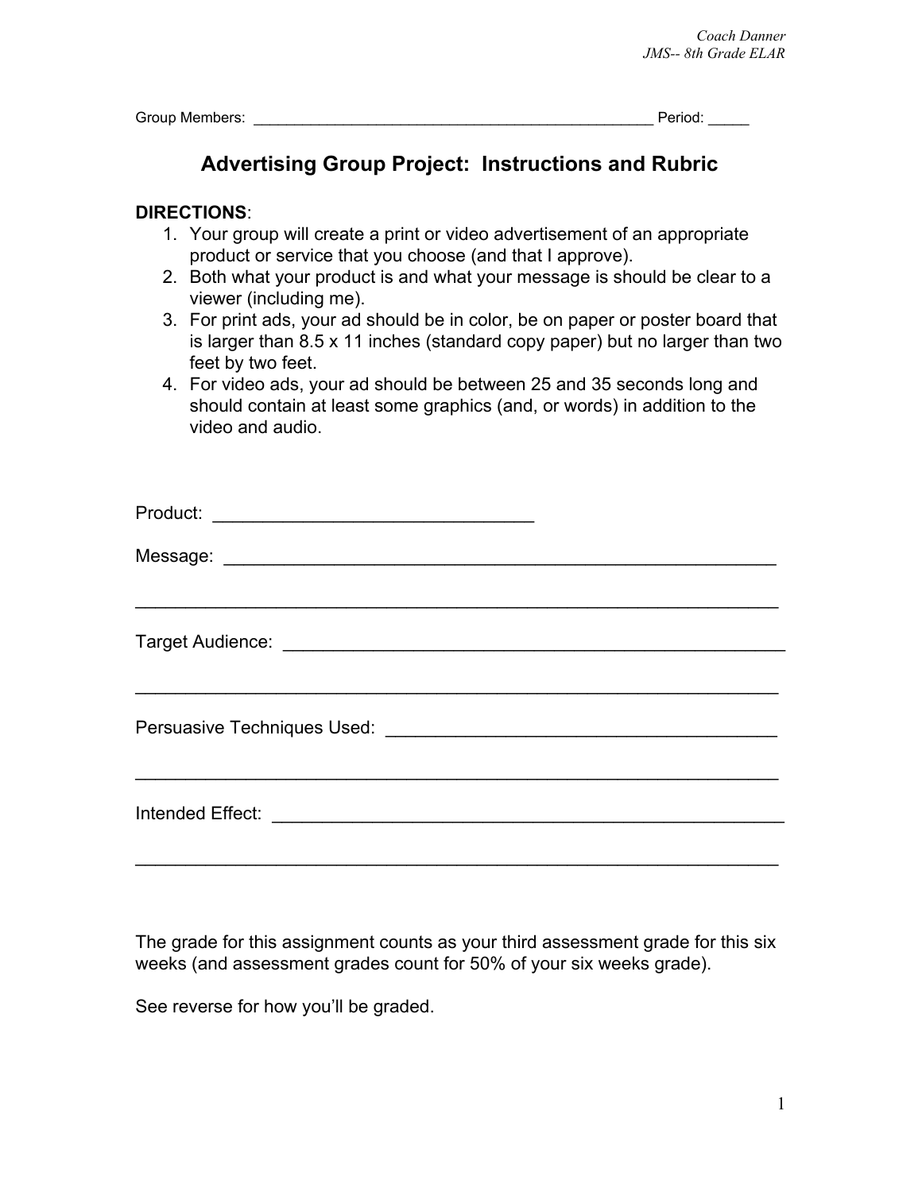Coach Danner
JMS-- 8th Grade ELAR

Group Members: ________________________________________________ Period: _____

# Advertising Group Project: Instructions and Rubric

**DIRECTIONS**:

1. Your group will create a print or video advertisement of an appropriate product or service that you choose (and that I approve).
2. Both what your product is and what your message is should be clear to a viewer (including me).
3. For print ads, your ad should be in color, be on paper or poster board that is larger than 8.5 x 11 inches (standard copy paper) but no larger than two feet by two feet.
4. For video ads, your ad should be between 25 and 35 seconds long and should contain at least some graphics (and, or words) in addition to the video and audio.

Product: _______________________________

Message: _______________________________________________________

_______________________________________________________________

Target Audience: ___________________________________________________

_______________________________________________________________

Persuasive Techniques Used: ______________________________________

_______________________________________________________________

Intended Effect: ____________________________________________________

_______________________________________________________________

The grade for this assignment counts as your third assessment grade for this six weeks (and assessment grades count for 50% of your six weeks grade).

See reverse for how you'll be graded.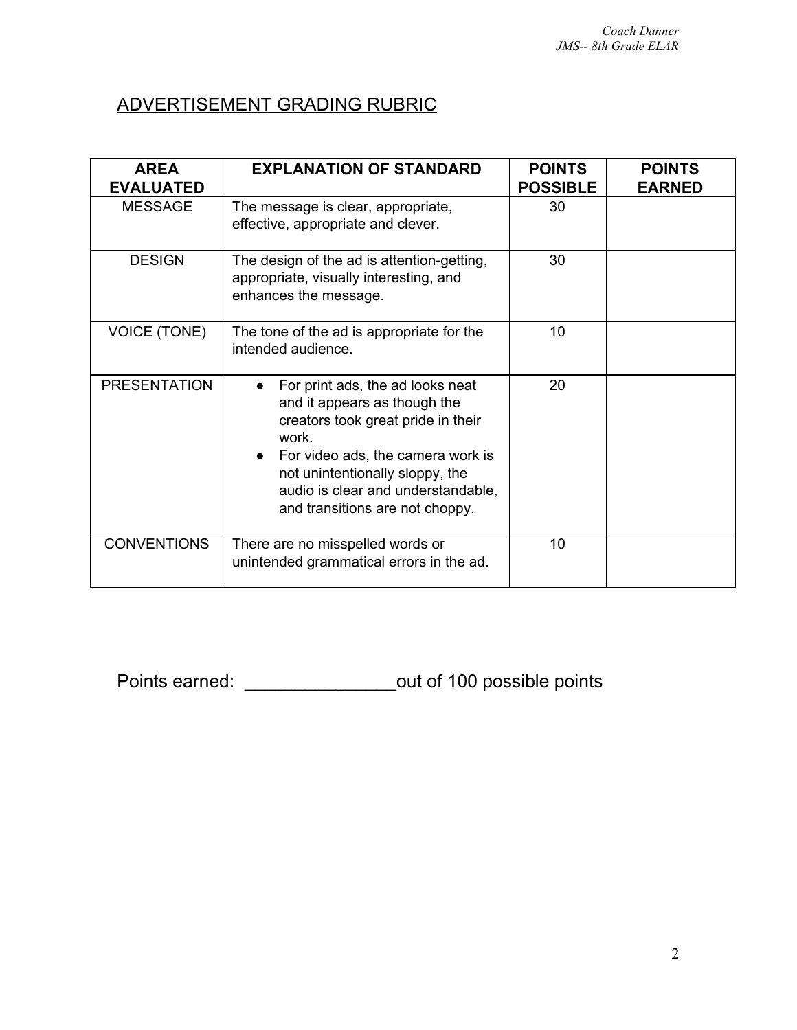## ADVERTISEMENT GRADING RUBRIC

| AREA EVALUATED | EXPLANATION OF STANDARD | POINTS POSSIBLE | POINTS EARNED |
|---|---|---|---|
| MESSAGE | The message is clear, appropriate, effective, appropriate and clever. | 30 | |
| DESIGN | The design of the ad is attention-getting, appropriate, visually interesting, and enhances the message. | 30 | |
| VOICE (TONE) | The tone of the ad is appropriate for the intended audience. | 10 | |
| PRESENTATION | • For print ads, the ad looks neat and it appears as though the creators took great pride in their work.<br>• For video ads, the camera work is not unintentionally sloppy, the audio is clear and understandable, and transitions are not choppy. | 20 | |
| CONVENTIONS | There are no misspelled words or unintended grammatical errors in the ad. | 10 | |

Points earned: _______________out of 100 possible points